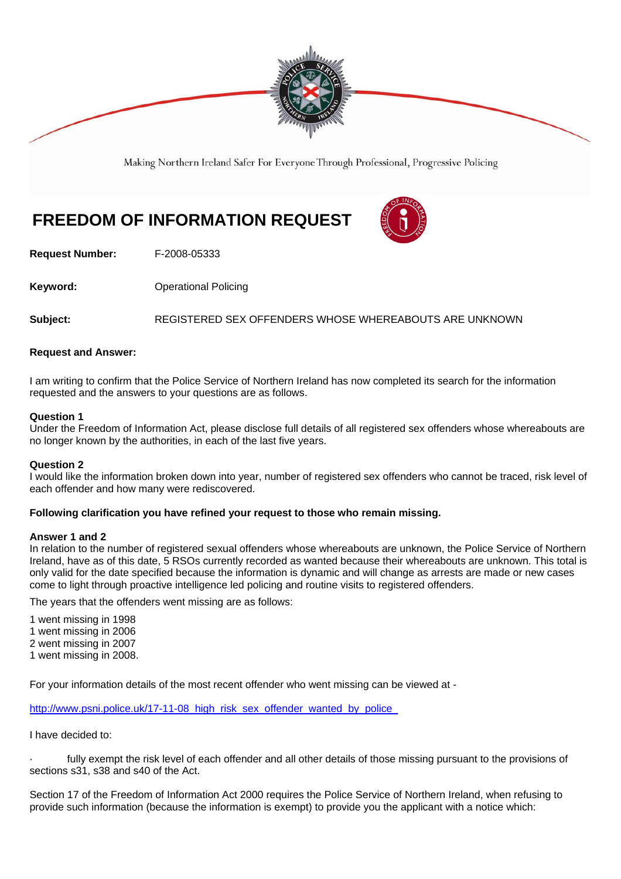Making Northern Ireland Safer For Everyone Through Professional, Progressive Policing

# FREEDOM OF INFORMATION REQUEST

**Request Number:** F-2008-05333

**Keyword:** Operational Policing

**Subject:** REGISTERED SEX OFFENDERS WHOSE WHEREABOUTS ARE UNKNOWN

**Request and Answer:**

I am writing to confirm that the Police Service of Northern Ireland has now completed its search for the information requested and the answers to your questions are as follows.

**Question 1**
Under the Freedom of Information Act, please disclose full details of all registered sex offenders whose whereabouts are no longer known by the authorities, in each of the last five years.

**Question 2**
I would like the information broken down into year, number of registered sex offenders who cannot be traced, risk level of each offender and how many were rediscovered.

**Following clarification you have refined your request to those who remain missing.**

**Answer 1 and 2**
In relation to the number of registered sexual offenders whose whereabouts are unknown, the Police Service of Northern Ireland, have as of this date, 5 RSOs currently recorded as wanted because their whereabouts are unknown. This total is only valid for the date specified because the information is dynamic and will change as arrests are made or new cases come to light through proactive intelligence led policing and routine visits to registered offenders.

The years that the offenders went missing are as follows:

1 went missing in 1998
1 went missing in 2006
2 went missing in 2007
1 went missing in 2008.

For your information details of the most recent offender who went missing can be viewed at -

http://www.psni.police.uk/17-11-08_high_risk_sex_offender_wanted_by_police_

I have decided to:

- fully exempt the risk level of each offender and all other details of those missing pursuant to the provisions of sections s31, s38 and s40 of the Act.

Section 17 of the Freedom of Information Act 2000 requires the Police Service of Northern Ireland, when refusing to provide such information (because the information is exempt) to provide you the applicant with a notice which: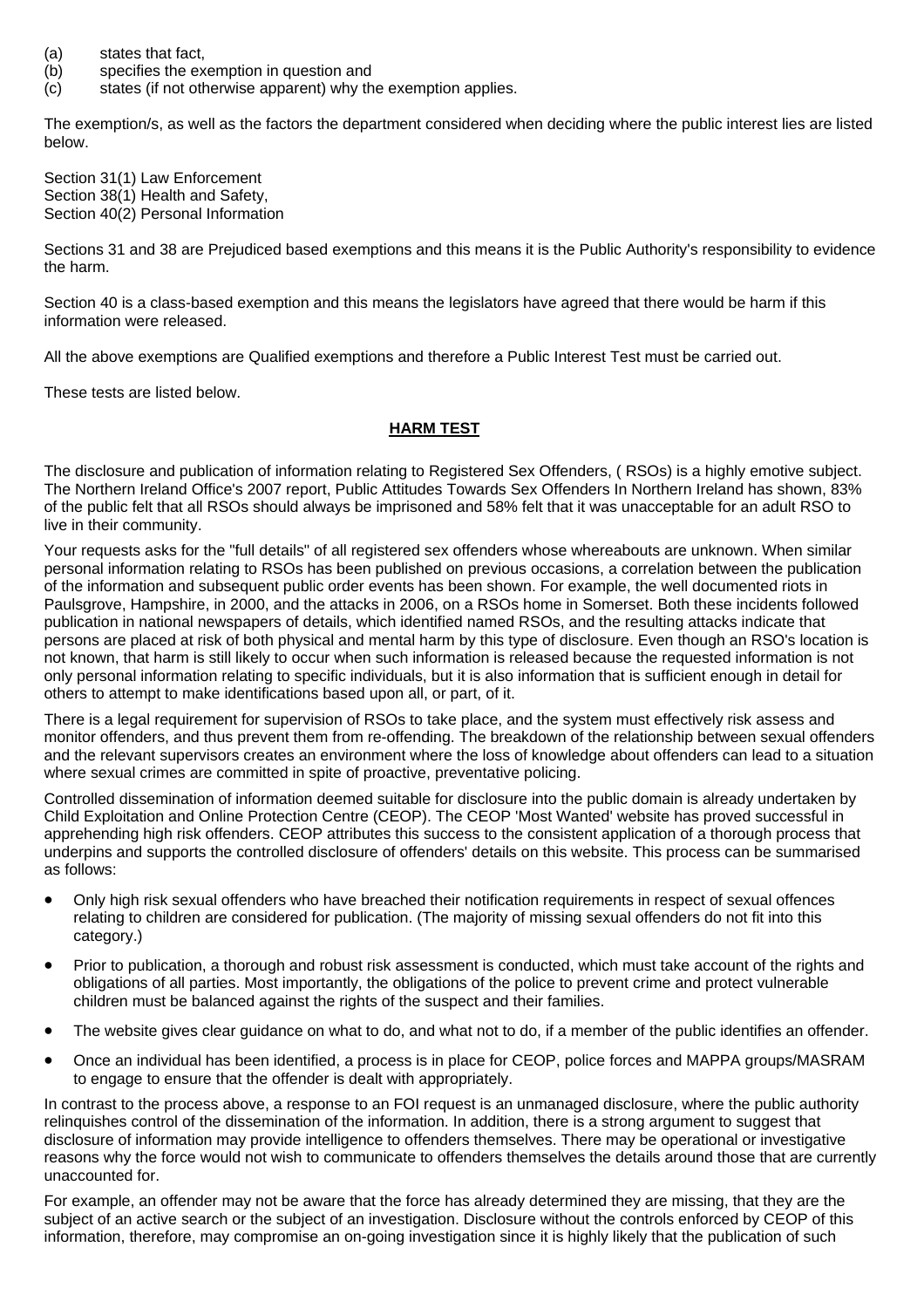(a) states that fact,
(b) specifies the exemption in question and
(c) states (if not otherwise apparent) why the exemption applies.

The exemption/s, as well as the factors the department considered when deciding where the public interest lies are listed below.

Section 31(1) Law Enforcement
Section 38(1) Health and Safety,
Section 40(2) Personal Information

Sections 31 and 38 are Prejudiced based exemptions and this means it is the Public Authority's responsibility to evidence the harm.

Section 40 is a class-based exemption and this means the legislators have agreed that there would be harm if this information were released.

All the above exemptions are Qualified exemptions and therefore a Public Interest Test must be carried out.

These tests are listed below.

**HARM TEST**

The disclosure and publication of information relating to Registered Sex Offenders, ( RSOs) is a highly emotive subject. The Northern Ireland Office's 2007 report, Public Attitudes Towards Sex Offenders In Northern Ireland has shown, 83% of the public felt that all RSOs should always be imprisoned and 58% felt that it was unacceptable for an adult RSO to live in their community.

Your requests asks for the "full details" of all registered sex offenders whose whereabouts are unknown. When similar personal information relating to RSOs has been published on previous occasions, a correlation between the publication of the information and subsequent public order events has been shown. For example, the well documented riots in Paulsgrove, Hampshire, in 2000, and the attacks in 2006, on a RSOs home in Somerset. Both these incidents followed publication in national newspapers of details, which identified named RSOs, and the resulting attacks indicate that persons are placed at risk of both physical and mental harm by this type of disclosure. Even though an RSO's location is not known, that harm is still likely to occur when such information is released because the requested information is not only personal information relating to specific individuals, but it is also information that is sufficient enough in detail for others to attempt to make identifications based upon all, or part, of it.

There is a legal requirement for supervision of RSOs to take place, and the system must effectively risk assess and monitor offenders, and thus prevent them from re-offending. The breakdown of the relationship between sexual offenders and the relevant supervisors creates an environment where the loss of knowledge about offenders can lead to a situation where sexual crimes are committed in spite of proactive, preventative policing.

Controlled dissemination of information deemed suitable for disclosure into the public domain is already undertaken by Child Exploitation and Online Protection Centre (CEOP). The CEOP 'Most Wanted' website has proved successful in apprehending high risk offenders. CEOP attributes this success to the consistent application of a thorough process that underpins and supports the controlled disclosure of offenders' details on this website. This process can be summarised as follows:

- Only high risk sexual offenders who have breached their notification requirements in respect of sexual offences relating to children are considered for publication. (The majority of missing sexual offenders do not fit into this category.)
- Prior to publication, a thorough and robust risk assessment is conducted, which must take account of the rights and obligations of all parties. Most importantly, the obligations of the police to prevent crime and protect vulnerable children must be balanced against the rights of the suspect and their families.
- The website gives clear guidance on what to do, and what not to do, if a member of the public identifies an offender.
- Once an individual has been identified, a process is in place for CEOP, police forces and MAPPA groups/MASRAM to engage to ensure that the offender is dealt with appropriately.

In contrast to the process above, a response to an FOI request is an unmanaged disclosure, where the public authority relinquishes control of the dissemination of the information. In addition, there is a strong argument to suggest that disclosure of information may provide intelligence to offenders themselves. There may be operational or investigative reasons why the force would not wish to communicate to offenders themselves the details around those that are currently unaccounted for.

For example, an offender may not be aware that the force has already determined they are missing, that they are the subject of an active search or the subject of an investigation. Disclosure without the controls enforced by CEOP of this information, therefore, may compromise an on-going investigation since it is highly likely that the publication of such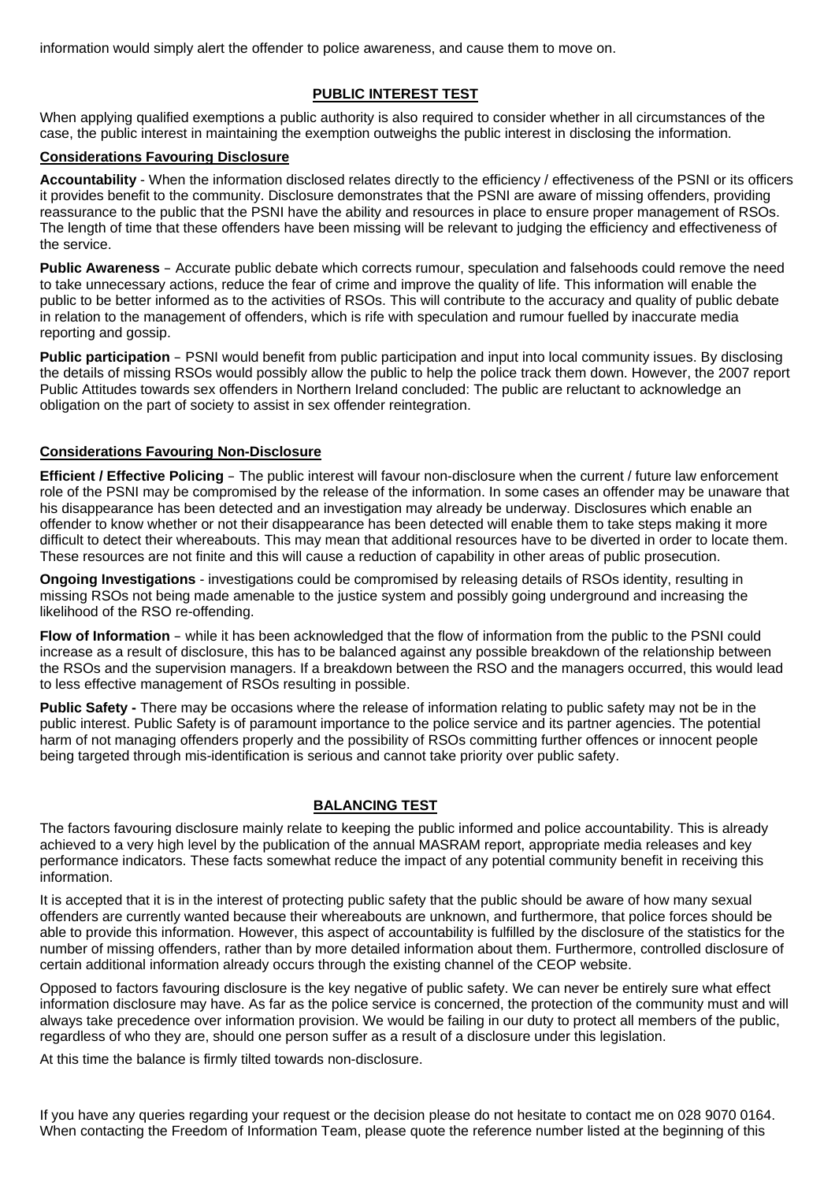information would simply alert the offender to police awareness, and cause them to move on.

## PUBLIC INTEREST TEST

When applying qualified exemptions a public authority is also required to consider whether in all circumstances of the case, the public interest in maintaining the exemption outweighs the public interest in disclosing the information.

### Considerations Favouring Disclosure

**Accountability** - When the information disclosed relates directly to the efficiency / effectiveness of the PSNI or its officers it provides benefit to the community. Disclosure demonstrates that the PSNI are aware of missing offenders, providing reassurance to the public that the PSNI have the ability and resources in place to ensure proper management of RSOs. The length of time that these offenders have been missing will be relevant to judging the efficiency and effectiveness of the service.

**Public Awareness** – Accurate public debate which corrects rumour, speculation and falsehoods could remove the need to take unnecessary actions, reduce the fear of crime and improve the quality of life. This information will enable the public to be better informed as to the activities of RSOs. This will contribute to the accuracy and quality of public debate in relation to the management of offenders, which is rife with speculation and rumour fuelled by inaccurate media reporting and gossip.

**Public participation** – PSNI would benefit from public participation and input into local community issues. By disclosing the details of missing RSOs would possibly allow the public to help the police track them down. However, the 2007 report Public Attitudes towards sex offenders in Northern Ireland concluded: The public are reluctant to acknowledge an obligation on the part of society to assist in sex offender reintegration.

### Considerations Favouring Non-Disclosure

**Efficient / Effective Policing** – The public interest will favour non-disclosure when the current / future law enforcement role of the PSNI may be compromised by the release of the information. In some cases an offender may be unaware that his disappearance has been detected and an investigation may already be underway. Disclosures which enable an offender to know whether or not their disappearance has been detected will enable them to take steps making it more difficult to detect their whereabouts. This may mean that additional resources have to be diverted in order to locate them. These resources are not finite and this will cause a reduction of capability in other areas of public prosecution.

**Ongoing Investigations** - investigations could be compromised by releasing details of RSOs identity, resulting in missing RSOs not being made amenable to the justice system and possibly going underground and increasing the likelihood of the RSO re-offending.

**Flow of Information** – while it has been acknowledged that the flow of information from the public to the PSNI could increase as a result of disclosure, this has to be balanced against any possible breakdown of the relationship between the RSOs and the supervision managers. If a breakdown between the RSO and the managers occurred, this would lead to less effective management of RSOs resulting in possible.

**Public Safety -** There may be occasions where the release of information relating to public safety may not be in the public interest. Public Safety is of paramount importance to the police service and its partner agencies. The potential harm of not managing offenders properly and the possibility of RSOs committing further offences or innocent people being targeted through mis-identification is serious and cannot take priority over public safety.

## BALANCING TEST

The factors favouring disclosure mainly relate to keeping the public informed and police accountability. This is already achieved to a very high level by the publication of the annual MASRAM report, appropriate media releases and key performance indicators. These facts somewhat reduce the impact of any potential community benefit in receiving this information.

It is accepted that it is in the interest of protecting public safety that the public should be aware of how many sexual offenders are currently wanted because their whereabouts are unknown, and furthermore, that police forces should be able to provide this information. However, this aspect of accountability is fulfilled by the disclosure of the statistics for the number of missing offenders, rather than by more detailed information about them. Furthermore, controlled disclosure of certain additional information already occurs through the existing channel of the CEOP website.

Opposed to factors favouring disclosure is the key negative of public safety. We can never be entirely sure what effect information disclosure may have. As far as the police service is concerned, the protection of the community must and will always take precedence over information provision. We would be failing in our duty to protect all members of the public, regardless of who they are, should one person suffer as a result of a disclosure under this legislation.

At this time the balance is firmly tilted towards non-disclosure.

If you have any queries regarding your request or the decision please do not hesitate to contact me on 028 9070 0164. When contacting the Freedom of Information Team, please quote the reference number listed at the beginning of this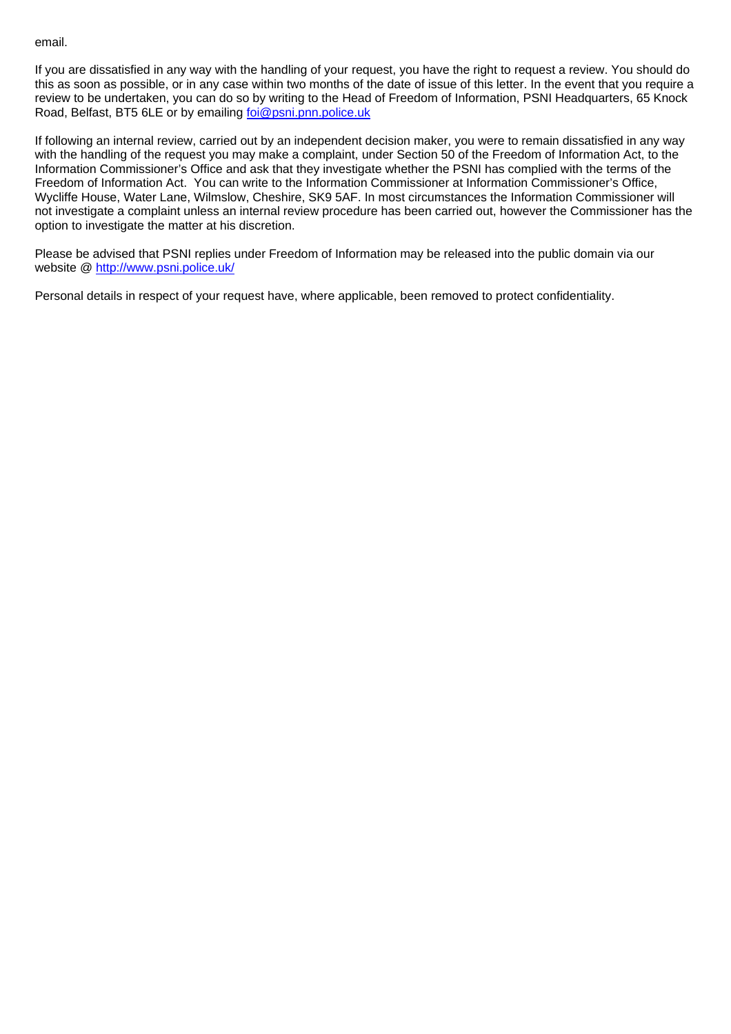email.

If you are dissatisfied in any way with the handling of your request, you have the right to request a review. You should do this as soon as possible, or in any case within two months of the date of issue of this letter. In the event that you require a review to be undertaken, you can do so by writing to the Head of Freedom of Information, PSNI Headquarters, 65 Knock Road, Belfast, BT5 6LE or by emailing foi@psni.pnn.police.uk

If following an internal review, carried out by an independent decision maker, you were to remain dissatisfied in any way with the handling of the request you may make a complaint, under Section 50 of the Freedom of Information Act, to the Information Commissioner's Office and ask that they investigate whether the PSNI has complied with the terms of the Freedom of Information Act. You can write to the Information Commissioner at Information Commissioner's Office, Wycliffe House, Water Lane, Wilmslow, Cheshire, SK9 5AF. In most circumstances the Information Commissioner will not investigate a complaint unless an internal review procedure has been carried out, however the Commissioner has the option to investigate the matter at his discretion.

Please be advised that PSNI replies under Freedom of Information may be released into the public domain via our website @ http://www.psni.police.uk/

Personal details in respect of your request have, where applicable, been removed to protect confidentiality.